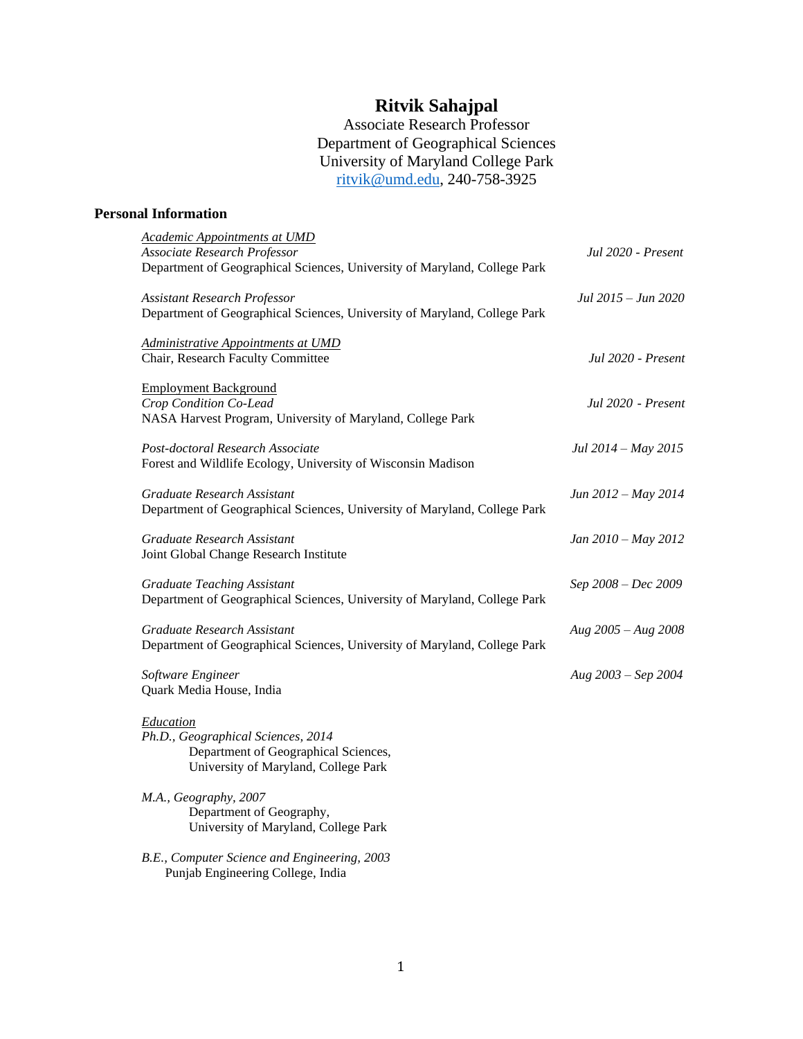# Ritvik Sahajpal

Associate Research Professor
Department of Geographical Sciences
University of Maryland College Park
ritvik@umd.edu, 240-758-3925

## Personal Information

*Academic Appointments at UMD*

*Associate Research Professor* — *Jul 2020 - Present*
Department of Geographical Sciences, University of Maryland, College Park

*Assistant Research Professor* — *Jul 2015 – Jun 2020*
Department of Geographical Sciences, University of Maryland, College Park

*Administrative Appointments at UMD*

Chair, Research Faculty Committee — *Jul 2020 - Present*

Employment Background

*Crop Condition Co-Lead* — *Jul 2020 - Present*
NASA Harvest Program, University of Maryland, College Park

*Post-doctoral Research Associate* — *Jul 2014 – May 2015*
Forest and Wildlife Ecology, University of Wisconsin Madison

*Graduate Research Assistant* — *Jun 2012 – May 2014*
Department of Geographical Sciences, University of Maryland, College Park

*Graduate Research Assistant* — *Jan 2010 – May 2012*
Joint Global Change Research Institute

*Graduate Teaching Assistant* — *Sep 2008 – Dec 2009*
Department of Geographical Sciences, University of Maryland, College Park

*Graduate Research Assistant* — *Aug 2005 – Aug 2008*
Department of Geographical Sciences, University of Maryland, College Park

*Software Engineer* — *Aug 2003 – Sep 2004*
Quark Media House, India

*Education*

*Ph.D., Geographical Sciences, 2014*
Department of Geographical Sciences,
University of Maryland, College Park

*M.A., Geography, 2007*
Department of Geography,
University of Maryland, College Park

*B.E., Computer Science and Engineering, 2003*
Punjab Engineering College, India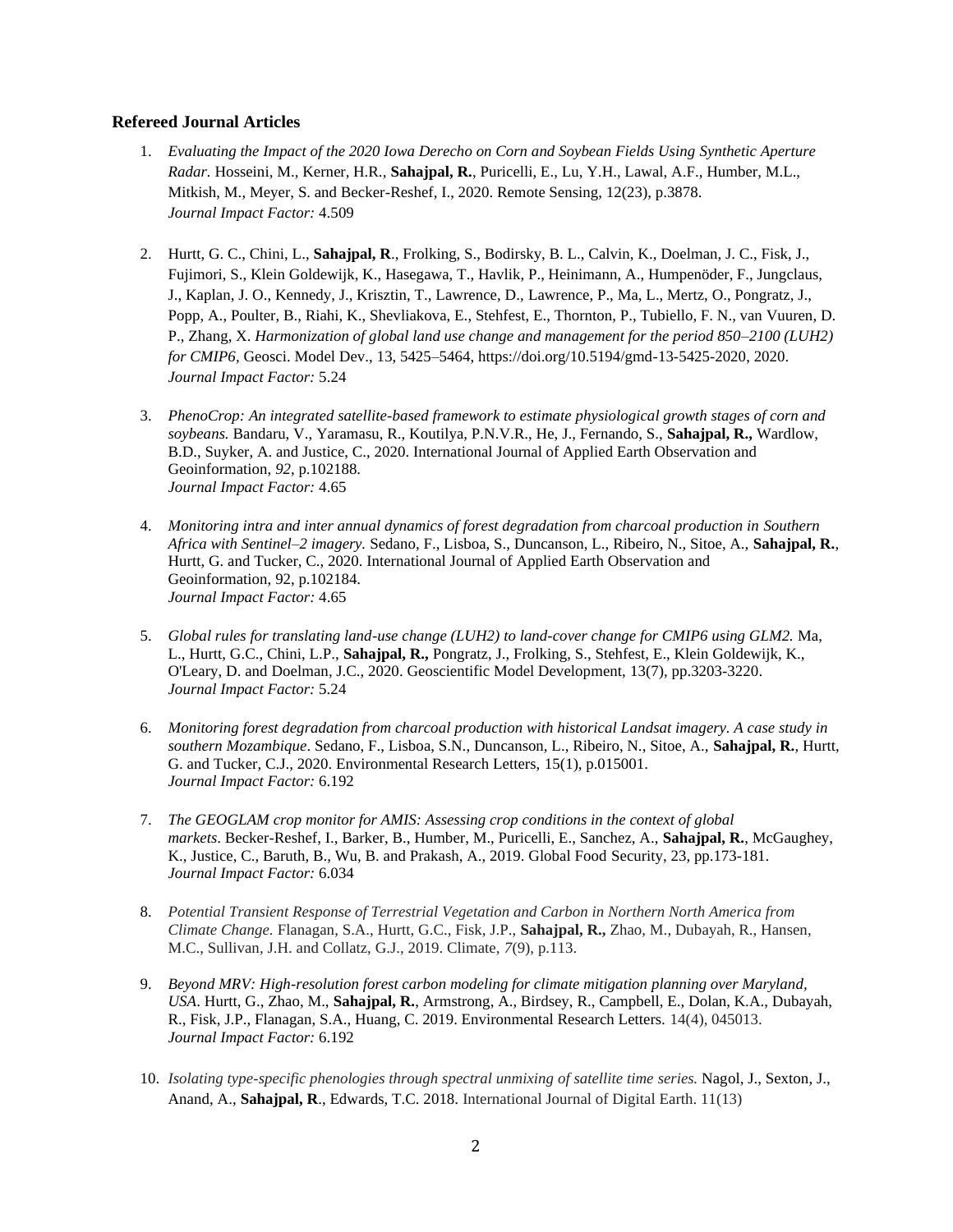### Refereed Journal Articles

1. *Evaluating the Impact of the 2020 Iowa Derecho on Corn and Soybean Fields Using Synthetic Aperture Radar.* Hosseini, M., Kerner, H.R., **Sahajpal, R.**, Puricelli, E., Lu, Y.H., Lawal, A.F., Humber, M.L., Mitkish, M., Meyer, S. and Becker-Reshef, I., 2020. Remote Sensing, 12(23), p.3878.
   *Journal Impact Factor:* 4.509

2. Hurtt, G. C., Chini, L., **Sahajpal, R**., Frolking, S., Bodirsky, B. L., Calvin, K., Doelman, J. C., Fisk, J., Fujimori, S., Klein Goldewijk, K., Hasegawa, T., Havlik, P., Heinimann, A., Humpenöder, F., Jungclaus, J., Kaplan, J. O., Kennedy, J., Krisztin, T., Lawrence, D., Lawrence, P., Ma, L., Mertz, O., Pongratz, J., Popp, A., Poulter, B., Riahi, K., Shevliakova, E., Stehfest, E., Thornton, P., Tubiello, F. N., van Vuuren, D. P., Zhang, X. *Harmonization of global land use change and management for the period 850–2100 (LUH2) for CMIP6*, Geosci. Model Dev., 13, 5425–5464, https://doi.org/10.5194/gmd-13-5425-2020, 2020.
   *Journal Impact Factor:* 5.24

3. *PhenoCrop: An integrated satellite-based framework to estimate physiological growth stages of corn and soybeans.* Bandaru, V., Yaramasu, R., Koutilya, P.N.V.R., He, J., Fernando, S., **Sahajpal, R.,** Wardlow, B.D., Suyker, A. and Justice, C., 2020. International Journal of Applied Earth Observation and Geoinformation, *92*, p.102188.
   *Journal Impact Factor:* 4.65

4. *Monitoring intra and inter annual dynamics of forest degradation from charcoal production in Southern Africa with Sentinel–2 imagery.* Sedano, F., Lisboa, S., Duncanson, L., Ribeiro, N., Sitoe, A., **Sahajpal, R.**, Hurtt, G. and Tucker, C., 2020. International Journal of Applied Earth Observation and Geoinformation, 92, p.102184.
   *Journal Impact Factor:* 4.65

5. *Global rules for translating land-use change (LUH2) to land-cover change for CMIP6 using GLM2.* Ma, L., Hurtt, G.C., Chini, L.P., **Sahajpal, R.,** Pongratz, J., Frolking, S., Stehfest, E., Klein Goldewijk, K., O'Leary, D. and Doelman, J.C., 2020. Geoscientific Model Development, 13(7), pp.3203-3220.
   *Journal Impact Factor:* 5.24

6. *Monitoring forest degradation from charcoal production with historical Landsat imagery. A case study in southern Mozambique*. Sedano, F., Lisboa, S.N., Duncanson, L., Ribeiro, N., Sitoe, A., **Sahajpal, R.**, Hurtt, G. and Tucker, C.J., 2020. Environmental Research Letters, 15(1), p.015001.
   *Journal Impact Factor:* 6.192

7. *The GEOGLAM crop monitor for AMIS: Assessing crop conditions in the context of global markets*. Becker-Reshef, I., Barker, B., Humber, M., Puricelli, E., Sanchez, A., **Sahajpal, R.**, McGaughey, K., Justice, C., Baruth, B., Wu, B. and Prakash, A., 2019. Global Food Security, 23, pp.173-181.
   *Journal Impact Factor:* 6.034

8. *Potential Transient Response of Terrestrial Vegetation and Carbon in Northern North America from Climate Change.* Flanagan, S.A., Hurtt, G.C., Fisk, J.P., **Sahajpal, R.,** Zhao, M., Dubayah, R., Hansen, M.C., Sullivan, J.H. and Collatz, G.J., 2019. Climate, *7*(9), p.113.

9. *Beyond MRV: High-resolution forest carbon modeling for climate mitigation planning over Maryland, USA*. Hurtt, G., Zhao, M., **Sahajpal, R.**, Armstrong, A., Birdsey, R., Campbell, E., Dolan, K.A., Dubayah, R., Fisk, J.P., Flanagan, S.A., Huang, C. 2019. Environmental Research Letters. 14(4), 045013.
   *Journal Impact Factor:* 6.192

10. *Isolating type-specific phenologies through spectral unmixing of satellite time series.* Nagol, J., Sexton, J., Anand, A., **Sahajpal, R**., Edwards, T.C. 2018. International Journal of Digital Earth. 11(13)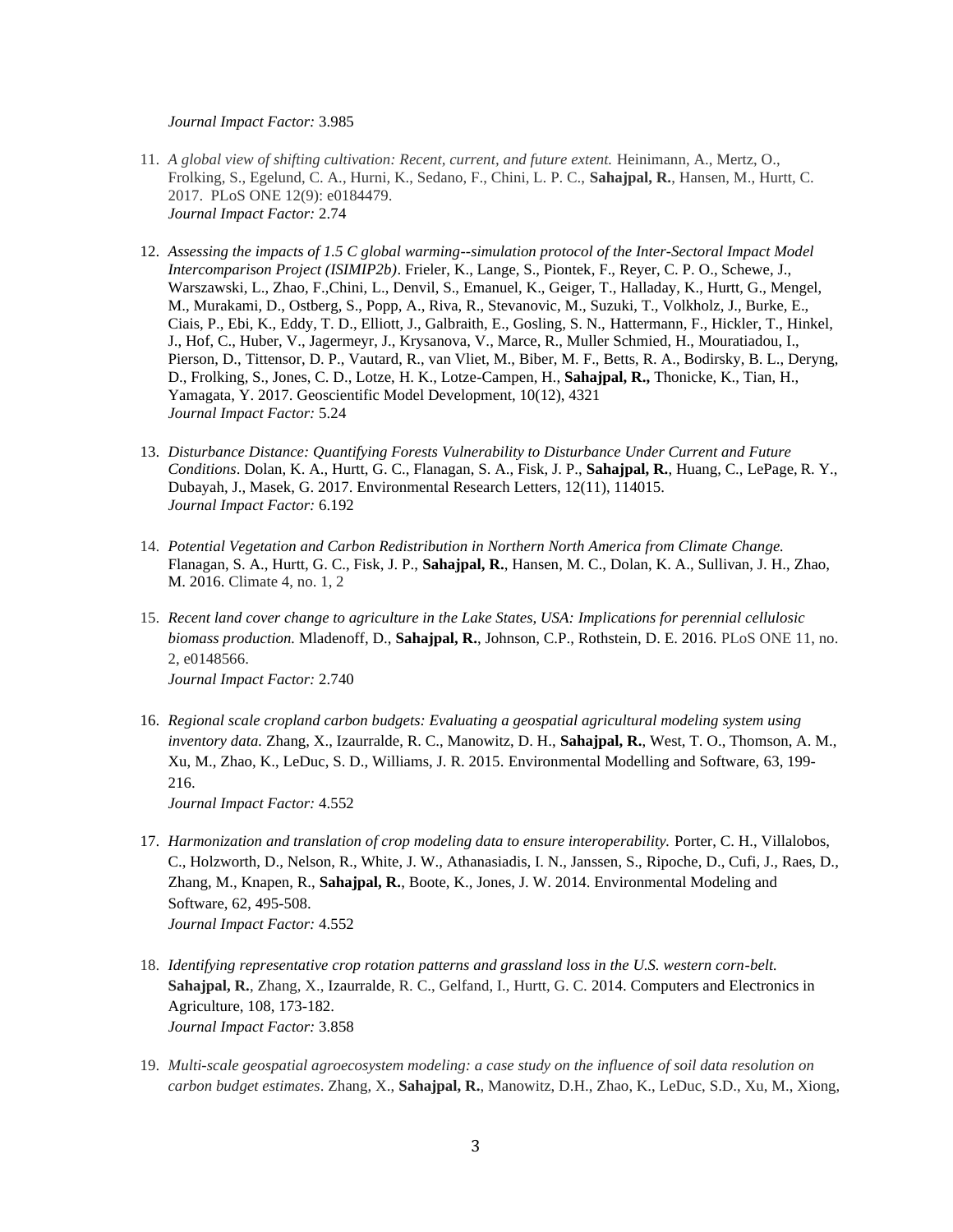*Journal Impact Factor:* 3.985

11. *A global view of shifting cultivation: Recent, current, and future extent.* Heinimann, A., Mertz, O., Frolking, S., Egelund, C. A., Hurni, K., Sedano, F., Chini, L. P. C., **Sahajpal, R.**, Hansen, M., Hurtt, C. 2017. PLoS ONE 12(9): e0184479.
    *Journal Impact Factor:* 2.74

12. *Assessing the impacts of 1.5 C global warming--simulation protocol of the Inter-Sectoral Impact Model Intercomparison Project (ISIMIP2b)*. Frieler, K., Lange, S., Piontek, F., Reyer, C. P. O., Schewe, J., Warszawski, L., Zhao, F.,Chini, L., Denvil, S., Emanuel, K., Geiger, T., Halladay, K., Hurtt, G., Mengel, M., Murakami, D., Ostberg, S., Popp, A., Riva, R., Stevanovic, M., Suzuki, T., Volkholz, J., Burke, E., Ciais, P., Ebi, K., Eddy, T. D., Elliott, J., Galbraith, E., Gosling, S. N., Hattermann, F., Hickler, T., Hinkel, J., Hof, C., Huber, V., Jagermeyr, J., Krysanova, V., Marce, R., Muller Schmied, H., Mouratiadou, I., Pierson, D., Tittensor, D. P., Vautard, R., van Vliet, M., Biber, M. F., Betts, R. A., Bodirsky, B. L., Deryng, D., Frolking, S., Jones, C. D., Lotze, H. K., Lotze-Campen, H., **Sahajpal, R.,** Thonicke, K., Tian, H., Yamagata, Y. 2017. Geoscientific Model Development, 10(12), 4321
    *Journal Impact Factor:* 5.24

13. *Disturbance Distance: Quantifying Forests Vulnerability to Disturbance Under Current and Future Conditions*. Dolan, K. A., Hurtt, G. C., Flanagan, S. A., Fisk, J. P., **Sahajpal, R.**, Huang, C., LePage, R. Y., Dubayah, J., Masek, G. 2017. Environmental Research Letters, 12(11), 114015.
    *Journal Impact Factor:* 6.192

14. *Potential Vegetation and Carbon Redistribution in Northern North America from Climate Change.* Flanagan, S. A., Hurtt, G. C., Fisk, J. P., **Sahajpal, R.**, Hansen, M. C., Dolan, K. A., Sullivan, J. H., Zhao, M. 2016. Climate 4, no. 1, 2

15. *Recent land cover change to agriculture in the Lake States, USA: Implications for perennial cellulosic biomass production.* Mladenoff, D., **Sahajpal, R.**, Johnson, C.P., Rothstein, D. E. 2016. PLoS ONE 11, no. 2, e0148566.
    *Journal Impact Factor:* 2.740

16. *Regional scale cropland carbon budgets: Evaluating a geospatial agricultural modeling system using inventory data.* Zhang, X., Izaurralde, R. C., Manowitz, D. H., **Sahajpal, R.**, West, T. O., Thomson, A. M., Xu, M., Zhao, K., LeDuc, S. D., Williams, J. R. 2015. Environmental Modelling and Software, 63, 199-216.
    *Journal Impact Factor:* 4.552

17. *Harmonization and translation of crop modeling data to ensure interoperability.* Porter, C. H., Villalobos, C., Holzworth, D., Nelson, R., White, J. W., Athanasiadis, I. N., Janssen, S., Ripoche, D., Cufi, J., Raes, D., Zhang, M., Knapen, R., **Sahajpal, R.**, Boote, K., Jones, J. W. 2014. Environmental Modeling and Software, 62, 495-508.
    *Journal Impact Factor:* 4.552

18. *Identifying representative crop rotation patterns and grassland loss in the U.S. western corn-belt.* **Sahajpal, R.**, Zhang, X., Izaurralde, R. C., Gelfand, I., Hurtt, G. C. 2014. Computers and Electronics in Agriculture, 108, 173-182.
    *Journal Impact Factor:* 3.858

19. *Multi-scale geospatial agroecosystem modeling: a case study on the influence of soil data resolution on carbon budget estimates*. Zhang, X., **Sahajpal, R.**, Manowitz, D.H., Zhao, K., LeDuc, S.D., Xu, M., Xiong,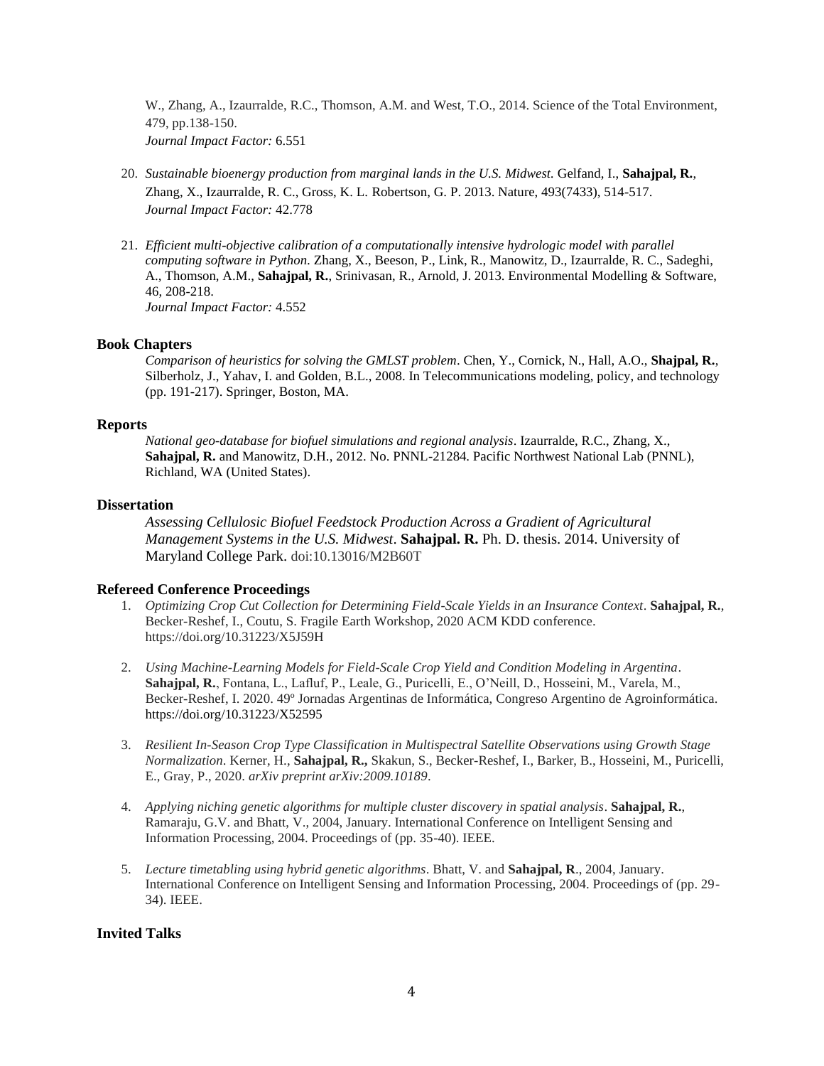W., Zhang, A., Izaurralde, R.C., Thomson, A.M. and West, T.O., 2014. Science of the Total Environment, 479, pp.138-150.
*Journal Impact Factor:* 6.551

20. *Sustainable bioenergy production from marginal lands in the U.S. Midwest.* Gelfand, I., **Sahajpal, R.**, Zhang, X., Izaurralde, R. C., Gross, K. L. Robertson, G. P. 2013. Nature, 493(7433), 514-517.
*Journal Impact Factor:* 42.778

21. *Efficient multi-objective calibration of a computationally intensive hydrologic model with parallel computing software in Python.* Zhang, X., Beeson, P., Link, R., Manowitz, D., Izaurralde, R. C., Sadeghi, A., Thomson, A.M., **Sahajpal, R.**, Srinivasan, R., Arnold, J. 2013. Environmental Modelling & Software, 46, 208-218.
*Journal Impact Factor:* 4.552

## Book Chapters

*Comparison of heuristics for solving the GMLST problem*. Chen, Y., Cornick, N., Hall, A.O., **Shajpal, R.**, Silberholz, J., Yahav, I. and Golden, B.L., 2008. In Telecommunications modeling, policy, and technology (pp. 191-217). Springer, Boston, MA.

## Reports

*National geo-database for biofuel simulations and regional analysis*. Izaurralde, R.C., Zhang, X., **Sahajpal, R.** and Manowitz, D.H., 2012. No. PNNL-21284. Pacific Northwest National Lab (PNNL), Richland, WA (United States).

## Dissertation

*Assessing Cellulosic Biofuel Feedstock Production Across a Gradient of Agricultural Management Systems in the U.S. Midwest*. **Sahajpal. R.** Ph. D. thesis. 2014. University of Maryland College Park. doi:10.13016/M2B60T

## Refereed Conference Proceedings

1. *Optimizing Crop Cut Collection for Determining Field-Scale Yields in an Insurance Context*. **Sahajpal, R.**, Becker-Reshef, I., Coutu, S. Fragile Earth Workshop, 2020 ACM KDD conference. https://doi.org/10.31223/X5J59H

2. *Using Machine-Learning Models for Field-Scale Crop Yield and Condition Modeling in Argentina*. **Sahajpal, R.**, Fontana, L., Lafluf, P., Leale, G., Puricelli, E., O'Neill, D., Hosseini, M., Varela, M., Becker-Reshef, I. 2020. 49º Jornadas Argentinas de Informática, Congreso Argentino de Agroinformática. https://doi.org/10.31223/X52595

3. *Resilient In-Season Crop Type Classification in Multispectral Satellite Observations using Growth Stage Normalization*. Kerner, H., **Sahajpal, R.,** Skakun, S., Becker-Reshef, I., Barker, B., Hosseini, M., Puricelli, E., Gray, P., 2020. *arXiv preprint arXiv:2009.10189*.

4. *Applying niching genetic algorithms for multiple cluster discovery in spatial analysis*. **Sahajpal, R.**, Ramaraju, G.V. and Bhatt, V., 2004, January. International Conference on Intelligent Sensing and Information Processing, 2004. Proceedings of (pp. 35-40). IEEE.

5. *Lecture timetabling using hybrid genetic algorithms*. Bhatt, V. and **Sahajpal, R**., 2004, January. International Conference on Intelligent Sensing and Information Processing, 2004. Proceedings of (pp. 29-34). IEEE.

## Invited Talks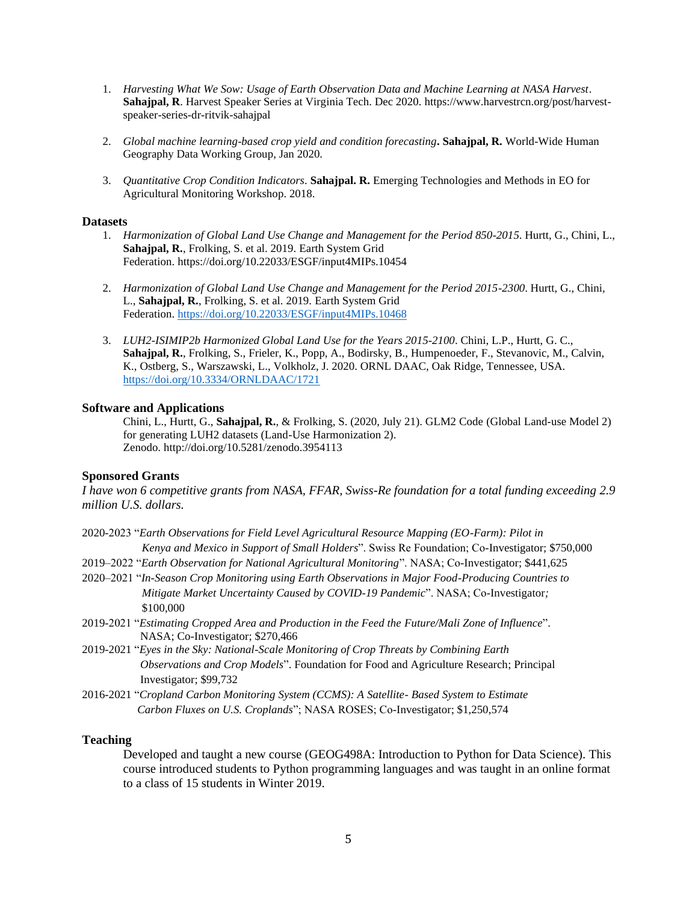1. *Harvesting What We Sow: Usage of Earth Observation Data and Machine Learning at NASA Harvest*. **Sahajpal, R**. Harvest Speaker Series at Virginia Tech. Dec 2020. https://www.harvestrcn.org/post/harvest-speaker-series-dr-ritvik-sahajpal

2. *Global machine learning-based crop yield and condition forecasting***. Sahajpal, R.** World-Wide Human Geography Data Working Group, Jan 2020.

3. *Quantitative Crop Condition Indicators*. **Sahajpal. R.** Emerging Technologies and Methods in EO for Agricultural Monitoring Workshop. 2018.

### Datasets

1. *Harmonization of Global Land Use Change and Management for the Period 850-2015*. Hurtt, G., Chini, L., **Sahajpal, R.**, Frolking, S. et al. 2019. Earth System Grid Federation. https://doi.org/10.22033/ESGF/input4MIPs.10454

2. *Harmonization of Global Land Use Change and Management for the Period 2015-2300*. Hurtt, G., Chini, L., **Sahajpal, R.**, Frolking, S. et al. 2019. Earth System Grid Federation. https://doi.org/10.22033/ESGF/input4MIPs.10468

3. *LUH2-ISIMIP2b Harmonized Global Land Use for the Years 2015-2100*. Chini, L.P., Hurtt, G. C., **Sahajpal, R.**, Frolking, S., Frieler, K., Popp, A., Bodirsky, B., Humpenoeder, F., Stevanovic, M., Calvin, K., Ostberg, S., Warszawski, L., Volkholz, J. 2020. ORNL DAAC, Oak Ridge, Tennessee, USA. https://doi.org/10.3334/ORNLDAAC/1721

### Software and Applications

Chini, L., Hurtt, G., **Sahajpal, R.**, & Frolking, S. (2020, July 21). GLM2 Code (Global Land-use Model 2) for generating LUH2 datasets (Land-Use Harmonization 2). Zenodo. http://doi.org/10.5281/zenodo.3954113

### Sponsored Grants

*I have won 6 competitive grants from NASA, FFAR, Swiss-Re foundation for a total funding exceeding 2.9 million U.S. dollars.*

2020-2023 "*Earth Observations for Field Level Agricultural Resource Mapping (EO-Farm): Pilot in Kenya and Mexico in Support of Small Holders*". Swiss Re Foundation; Co-Investigator; $750,000

2019–2022 "*Earth Observation for National Agricultural Monitoring*". NASA; Co-Investigator; $441,625

2020–2021 "*In-Season Crop Monitoring using Earth Observations in Major Food-Producing Countries to Mitigate Market Uncertainty Caused by COVID-19 Pandemic*". NASA; Co-Investigator*;* $100,000

2019-2021 "*Estimating Cropped Area and Production in the Feed the Future/Mali Zone of Influence*". NASA; Co-Investigator; $270,466

2019-2021 "*Eyes in the Sky: National-Scale Monitoring of Crop Threats by Combining Earth Observations and Crop Models*". Foundation for Food and Agriculture Research; Principal Investigator; $99,732

2016-2021 "*Cropland Carbon Monitoring System (CCMS): A Satellite- Based System to Estimate Carbon Fluxes on U.S. Croplands*"; NASA ROSES; Co-Investigator; $1,250,574

### Teaching

Developed and taught a new course (GEOG498A: Introduction to Python for Data Science). This course introduced students to Python programming languages and was taught in an online format to a class of 15 students in Winter 2019.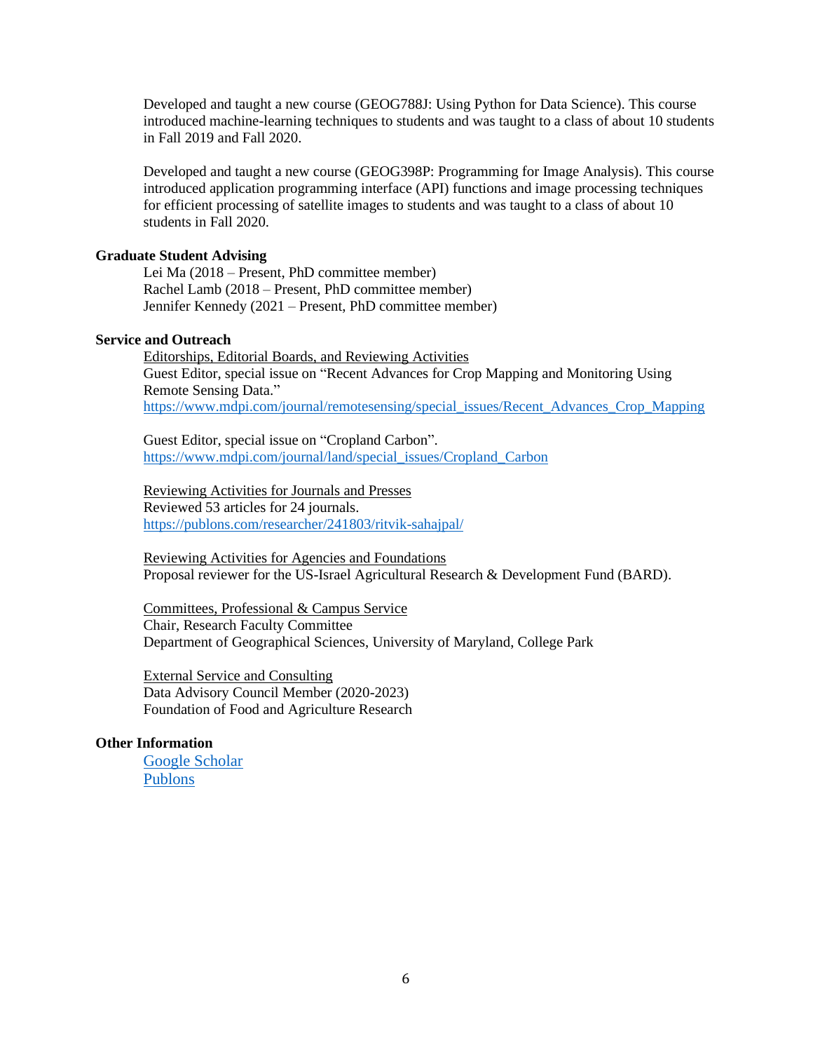Developed and taught a new course (GEOG788J: Using Python for Data Science). This course introduced machine-learning techniques to students and was taught to a class of about 10 students in Fall 2019 and Fall 2020.

Developed and taught a new course (GEOG398P: Programming for Image Analysis). This course introduced application programming interface (API) functions and image processing techniques for efficient processing of satellite images to students and was taught to a class of about 10 students in Fall 2020.

**Graduate Student Advising**

Lei Ma (2018 – Present, PhD committee member)
Rachel Lamb (2018 – Present, PhD committee member)
Jennifer Kennedy (2021 – Present, PhD committee member)

**Service and Outreach**

Editorships, Editorial Boards, and Reviewing Activities

Guest Editor, special issue on "Recent Advances for Crop Mapping and Monitoring Using Remote Sensing Data."
https://www.mdpi.com/journal/remotesensing/special_issues/Recent_Advances_Crop_Mapping

Guest Editor, special issue on "Cropland Carbon".
https://www.mdpi.com/journal/land/special_issues/Cropland_Carbon

Reviewing Activities for Journals and Presses

Reviewed 53 articles for 24 journals.
https://publons.com/researcher/241803/ritvik-sahajpal/

Reviewing Activities for Agencies and Foundations

Proposal reviewer for the US-Israel Agricultural Research & Development Fund (BARD).

Committees, Professional & Campus Service

Chair, Research Faculty Committee
Department of Geographical Sciences, University of Maryland, College Park

External Service and Consulting

Data Advisory Council Member (2020-2023)
Foundation of Food and Agriculture Research

**Other Information**

Google Scholar
Publons